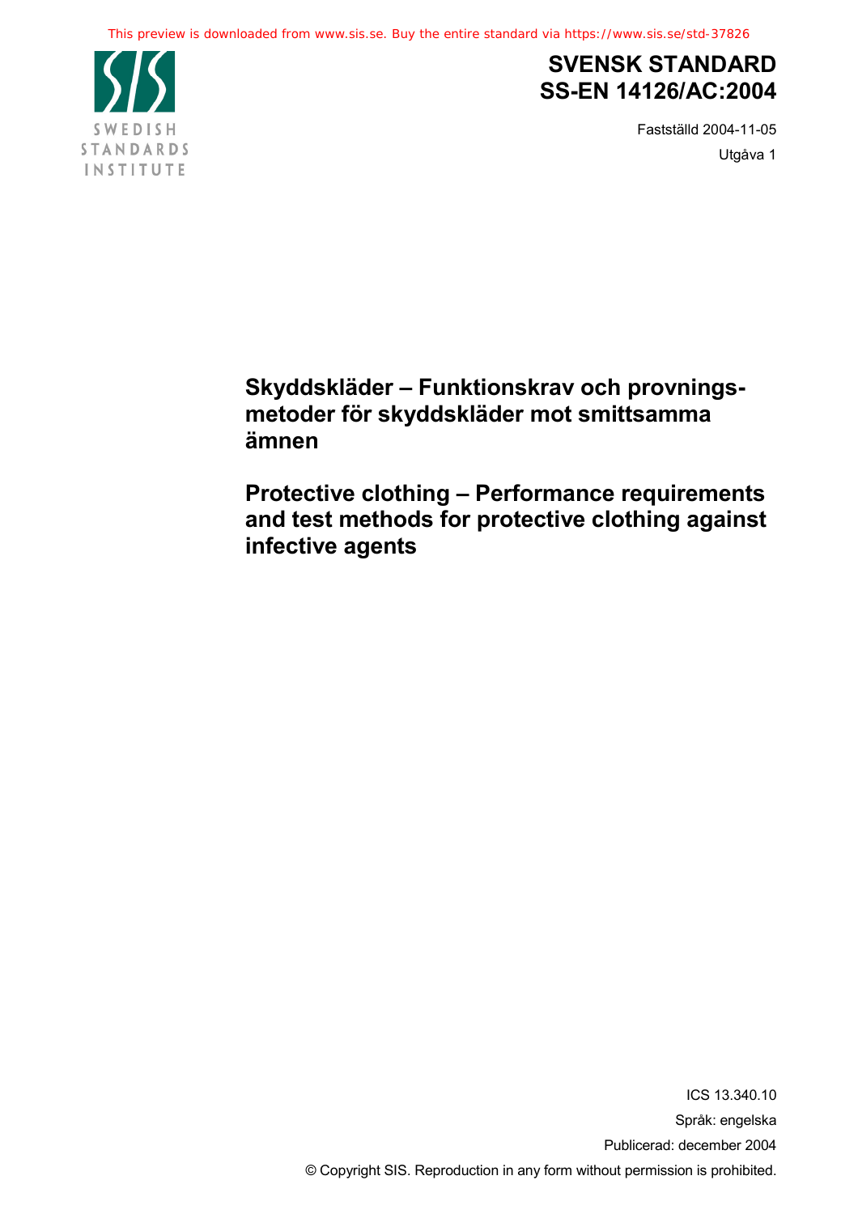This preview is downloaded from www.sis.se. Buy the entire standard via https://www.sis.se/std-37826

SWEDISH STANDARDS INSTITUTE

# SVENSK STANDARD
# SS-EN 14126/AC:2004

Fastställd 2004-11-05

Utgåva 1

## Skyddskläder – Funktionskrav och provningsmetoder för skyddskläder mot smittsamma ämnen

## Protective clothing – Performance requirements and test methods for protective clothing against infective agents

ICS 13.340.10

Språk: engelska

Publicerad: december 2004

© Copyright SIS. Reproduction in any form without permission is prohibited.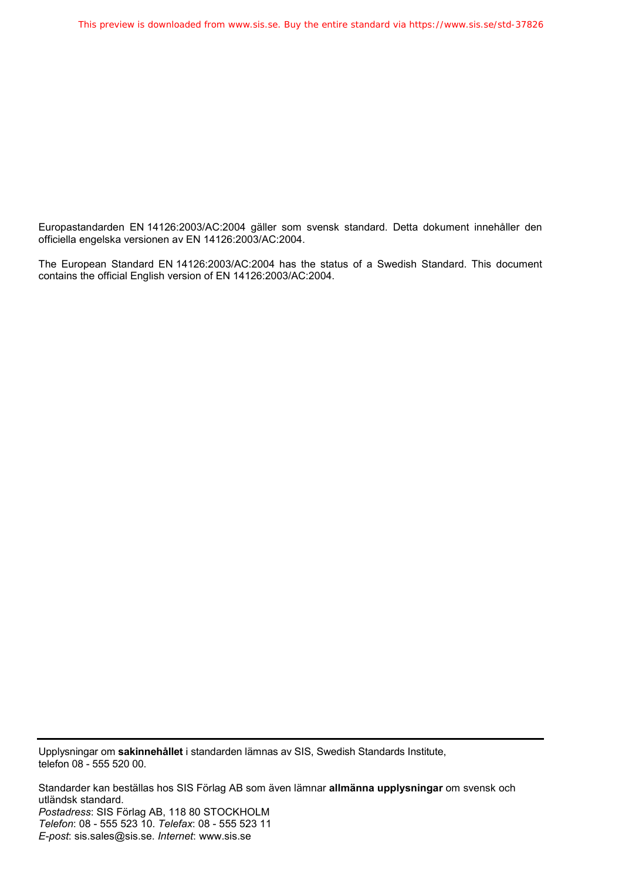Europastandarden EN 14126:2003/AC:2004 gäller som svensk standard. Detta dokument innehåller den officiella engelska versionen av EN 14126:2003/AC:2004.

The European Standard EN 14126:2003/AC:2004 has the status of a Swedish Standard. This document contains the official English version of EN 14126:2003/AC:2004.

---

Upplysningar om **sakinnehållet** i standarden lämnas av SIS, Swedish Standards Institute, telefon 08 - 555 520 00.

Standarder kan beställas hos SIS Förlag AB som även lämnar **allmänna upplysningar** om svensk och utländsk standard.
*Postadress*: SIS Förlag AB, 118 80 STOCKHOLM
*Telefon*: 08 - 555 523 10. *Telefax*: 08 - 555 523 11
*E-post*: sis.sales@sis.se. *Internet*: www.sis.se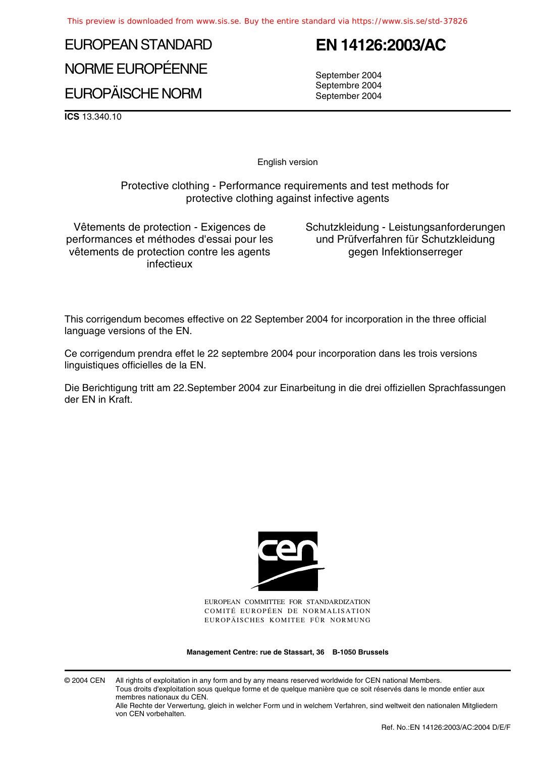EUROPEAN STANDARD

NORME EUROPÉENNE

EUROPÄISCHE NORM

# EN 14126:2003/AC

September 2004
Septembre 2004
September 2004

**ICS** 13.340.10

English version

Protective clothing - Performance requirements and test methods for protective clothing against infective agents

Vêtements de protection - Exigences de performances et méthodes d'essai pour les vêtements de protection contre les agents infectieux

Schutzkleidung - Leistungsanforderungen und Prüfverfahren für Schutzkleidung gegen Infektionserreger

This corrigendum becomes effective on 22 September 2004 for incorporation in the three official language versions of the EN.

Ce corrigendum prendra effet le 22 septembre 2004 pour incorporation dans les trois versions linguistiques officielles de la EN.

Die Berichtigung tritt am 22.September 2004 zur Einarbeitung in die drei offiziellen Sprachfassungen der EN in Kraft.

EUROPEAN COMMITTEE FOR STANDARDIZATION
COMITÉ EUROPÉEN DE NORMALISATION
EUROPÄISCHES KOMITEE FÜR NORMUNG

**Management Centre: rue de Stassart, 36 B-1050 Brussels**

© 2004 CEN All rights of exploitation in any form and by any means reserved worldwide for CEN national Members.
Tous droits d'exploitation sous quelque forme et de quelque manière que ce soit réservés dans le monde entier aux membres nationaux du CEN.
Alle Rechte der Verwertung, gleich in welcher Form und in welchem Verfahren, sind weltweit den nationalen Mitgliedern von CEN vorbehalten.

Ref. No.:EN 14126:2003/AC:2004 D/E/F